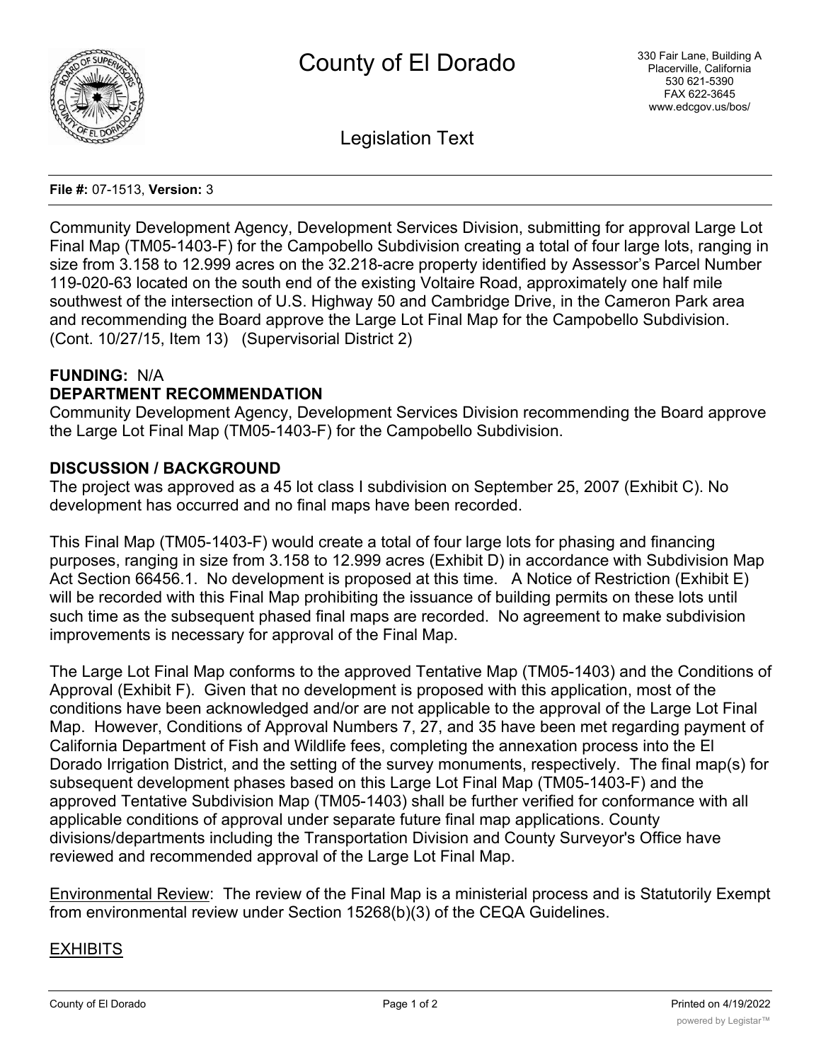# County of El Dorado

330 Fair Lane, Building A
Placerville, California
530 621-5390
FAX 622-3645
www.edcgov.us/bos/

## Legislation Text

**File #:** 07-1513, **Version:** 3

Community Development Agency, Development Services Division, submitting for approval Large Lot Final Map (TM05-1403-F) for the Campobello Subdivision creating a total of four large lots, ranging in size from 3.158 to 12.999 acres on the 32.218-acre property identified by Assessor's Parcel Number 119-020-63 located on the south end of the existing Voltaire Road, approximately one half mile southwest of the intersection of U.S. Highway 50 and Cambridge Drive, in the Cameron Park area and recommending the Board approve the Large Lot Final Map for the Campobello Subdivision. (Cont. 10/27/15, Item 13) (Supervisorial District 2)

**FUNDING:** N/A

**DEPARTMENT RECOMMENDATION**

Community Development Agency, Development Services Division recommending the Board approve the Large Lot Final Map (TM05-1403-F) for the Campobello Subdivision.

**DISCUSSION / BACKGROUND**

The project was approved as a 45 lot class I subdivision on September 25, 2007 (Exhibit C). No development has occurred and no final maps have been recorded.

This Final Map (TM05-1403-F) would create a total of four large lots for phasing and financing purposes, ranging in size from 3.158 to 12.999 acres (Exhibit D) in accordance with Subdivision Map Act Section 66456.1. No development is proposed at this time. A Notice of Restriction (Exhibit E) will be recorded with this Final Map prohibiting the issuance of building permits on these lots until such time as the subsequent phased final maps are recorded. No agreement to make subdivision improvements is necessary for approval of the Final Map.

The Large Lot Final Map conforms to the approved Tentative Map (TM05-1403) and the Conditions of Approval (Exhibit F). Given that no development is proposed with this application, most of the conditions have been acknowledged and/or are not applicable to the approval of the Large Lot Final Map. However, Conditions of Approval Numbers 7, 27, and 35 have been met regarding payment of California Department of Fish and Wildlife fees, completing the annexation process into the El Dorado Irrigation District, and the setting of the survey monuments, respectively. The final map(s) for subsequent development phases based on this Large Lot Final Map (TM05-1403-F) and the approved Tentative Subdivision Map (TM05-1403) shall be further verified for conformance with all applicable conditions of approval under separate future final map applications. County divisions/departments including the Transportation Division and County Surveyor's Office have reviewed and recommended approval of the Large Lot Final Map.

Environmental Review: The review of the Final Map is a ministerial process and is Statutorily Exempt from environmental review under Section 15268(b)(3) of the CEQA Guidelines.

EXHIBITS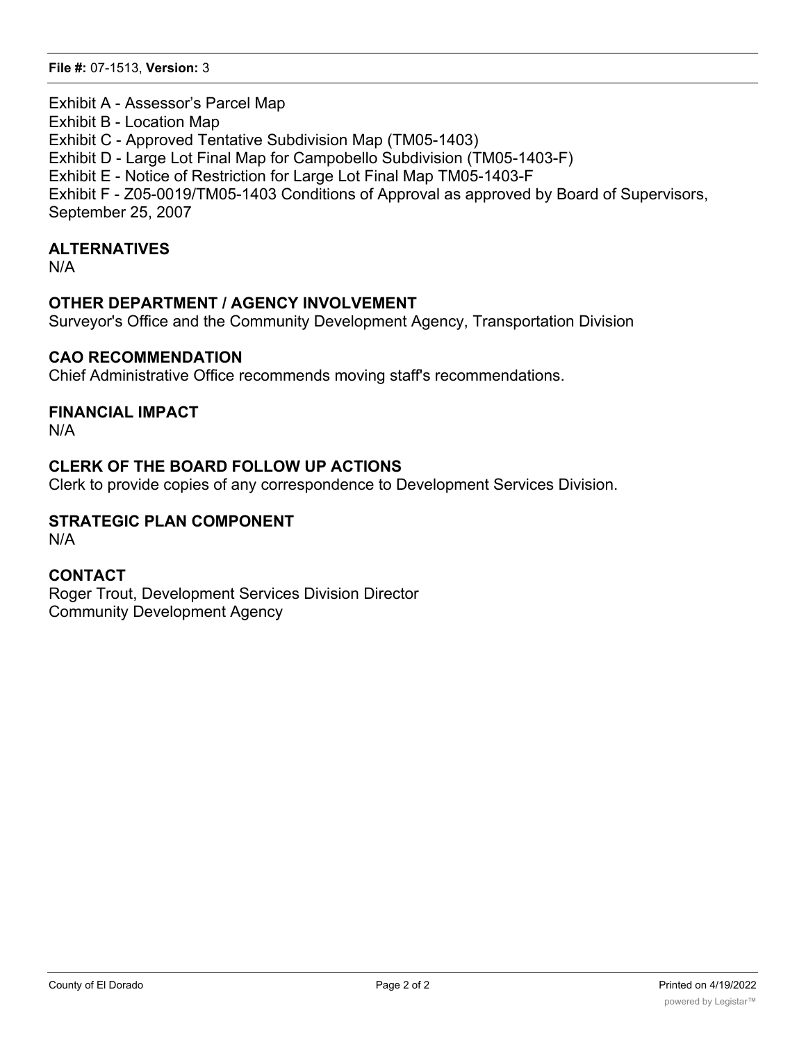Exhibit A - Assessor's Parcel Map
Exhibit B - Location Map
Exhibit C - Approved Tentative Subdivision Map (TM05-1403)
Exhibit D - Large Lot Final Map for Campobello Subdivision (TM05-1403-F)
Exhibit E - Notice of Restriction for Large Lot Final Map TM05-1403-F
Exhibit F - Z05-0019/TM05-1403 Conditions of Approval as approved by Board of Supervisors, September 25, 2007

## ALTERNATIVES

N/A

## OTHER DEPARTMENT / AGENCY INVOLVEMENT

Surveyor's Office and the Community Development Agency, Transportation Division

## CAO RECOMMENDATION

Chief Administrative Office recommends moving staff's recommendations.

## FINANCIAL IMPACT

N/A

## CLERK OF THE BOARD FOLLOW UP ACTIONS

Clerk to provide copies of any correspondence to Development Services Division.

## STRATEGIC PLAN COMPONENT

N/A

## CONTACT

Roger Trout, Development Services Division Director
Community Development Agency